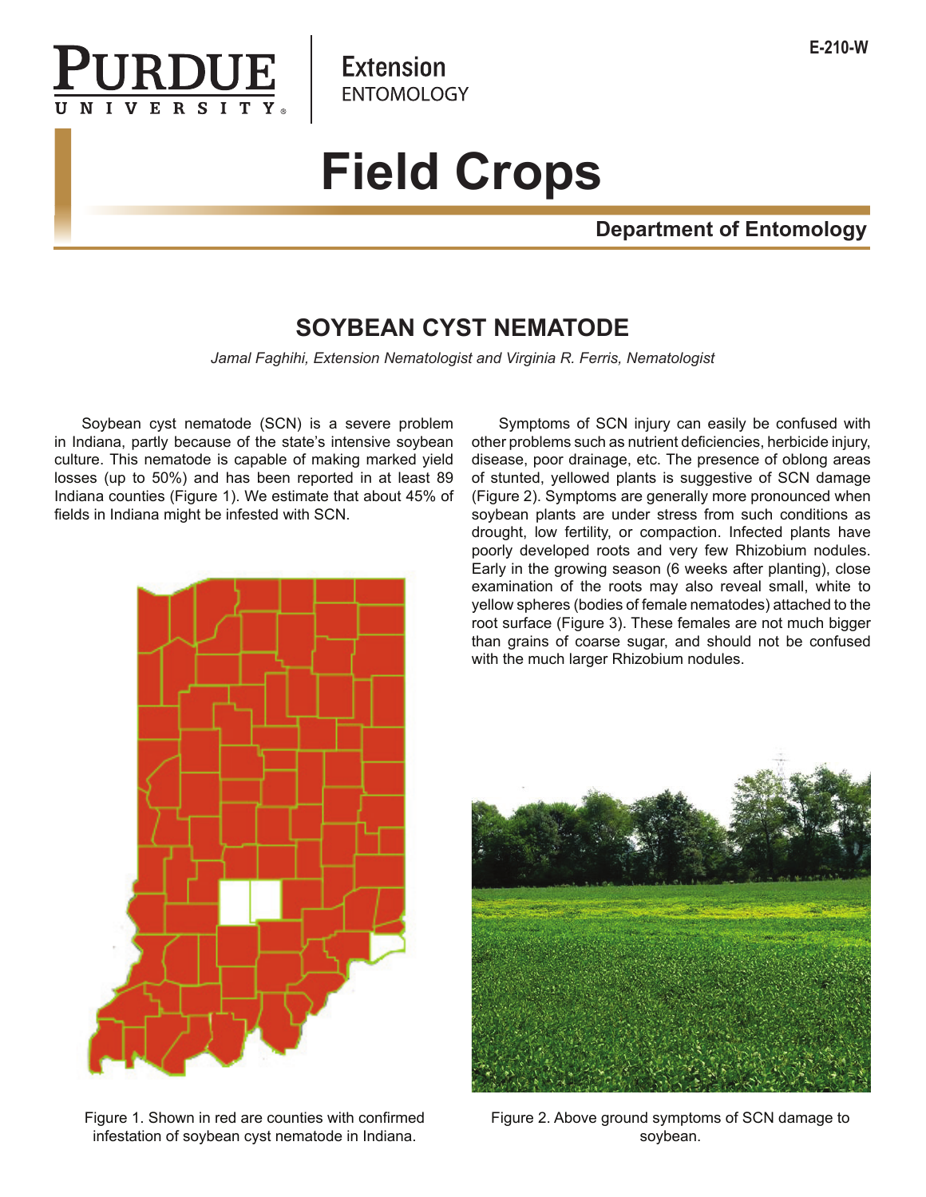Purdue University Extension ENTOMOLOGY

E-210-W

# Field Crops

**Department of Entomology**

## SOYBEAN CYST NEMATODE

*Jamal Faghihi, Extension Nematologist and Virginia R. Ferris, Nematologist*

Soybean cyst nematode (SCN) is a severe problem in Indiana, partly because of the state's intensive soybean culture. This nematode is capable of making marked yield losses (up to 50%) and has been reported in at least 89 Indiana counties (Figure 1). We estimate that about 45% of fields in Indiana might be infested with SCN.

Figure 1. Shown in red are counties with confirmed infestation of soybean cyst nematode in Indiana.

Symptoms of SCN injury can easily be confused with other problems such as nutrient deficiencies, herbicide injury, disease, poor drainage, etc. The presence of oblong areas of stunted, yellowed plants is suggestive of SCN damage (Figure 2). Symptoms are generally more pronounced when soybean plants are under stress from such conditions as drought, low fertility, or compaction. Infected plants have poorly developed roots and very few Rhizobium nodules. Early in the growing season (6 weeks after planting), close examination of the roots may also reveal small, white to yellow spheres (bodies of female nematodes) attached to the root surface (Figure 3). These females are not much bigger than grains of coarse sugar, and should not be confused with the much larger Rhizobium nodules.

Figure 2. Above ground symptoms of SCN damage to soybean.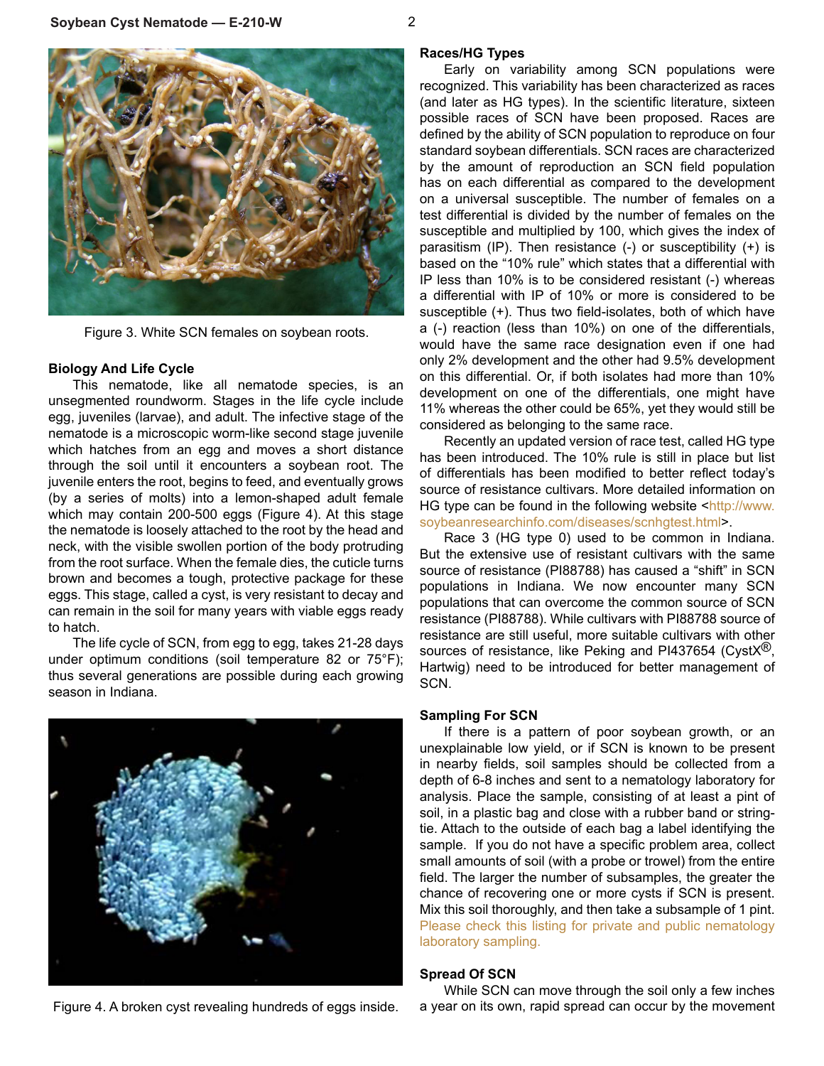Figure 3. White SCN females on soybean roots.

### Biology And Life Cycle

This nematode, like all nematode species, is an unsegmented roundworm. Stages in the life cycle include egg, juveniles (larvae), and adult. The infective stage of the nematode is a microscopic worm-like second stage juvenile which hatches from an egg and moves a short distance through the soil until it encounters a soybean root. The juvenile enters the root, begins to feed, and eventually grows (by a series of molts) into a lemon-shaped adult female which may contain 200-500 eggs (Figure 4). At this stage the nematode is loosely attached to the root by the head and neck, with the visible swollen portion of the body protruding from the root surface. When the female dies, the cuticle turns brown and becomes a tough, protective package for these eggs. This stage, called a cyst, is very resistant to decay and can remain in the soil for many years with viable eggs ready to hatch.

The life cycle of SCN, from egg to egg, takes 21-28 days under optimum conditions (soil temperature 82 or 75°F); thus several generations are possible during each growing season in Indiana.

Figure 4. A broken cyst revealing hundreds of eggs inside.

### Races/HG Types

Early on variability among SCN populations were recognized. This variability has been characterized as races (and later as HG types). In the scientific literature, sixteen possible races of SCN have been proposed. Races are defined by the ability of SCN population to reproduce on four standard soybean differentials. SCN races are characterized by the amount of reproduction an SCN field population has on each differential as compared to the development on a universal susceptible. The number of females on a test differential is divided by the number of females on the susceptible and multiplied by 100, which gives the index of parasitism (IP). Then resistance (-) or susceptibility (+) is based on the "10% rule" which states that a differential with IP less than 10% is to be considered resistant (-) whereas a differential with IP of 10% or more is considered to be susceptible (+). Thus two field-isolates, both of which have a (-) reaction (less than 10%) on one of the differentials, would have the same race designation even if one had only 2% development and the other had 9.5% development on this differential. Or, if both isolates had more than 10% development on one of the differentials, one might have 11% whereas the other could be 65%, yet they would still be considered as belonging to the same race.

Recently an updated version of race test, called HG type has been introduced. The 10% rule is still in place but list of differentials has been modified to better reflect today's source of resistance cultivars. More detailed information on HG type can be found in the following website <http://www.soybeanresearchinfo.com/diseases/scnhgtest.html>.

Race 3 (HG type 0) used to be common in Indiana. But the extensive use of resistant cultivars with the same source of resistance (PI88788) has caused a "shift" in SCN populations in Indiana. We now encounter many SCN populations that can overcome the common source of SCN resistance (PI88788). While cultivars with PI88788 source of resistance are still useful, more suitable cultivars with other sources of resistance, like Peking and PI437654 (CystX®, Hartwig) need to be introduced for better management of SCN.

### Sampling For SCN

If there is a pattern of poor soybean growth, or an unexplainable low yield, or if SCN is known to be present in nearby fields, soil samples should be collected from a depth of 6-8 inches and sent to a nematology laboratory for analysis. Place the sample, consisting of at least a pint of soil, in a plastic bag and close with a rubber band or string-tie. Attach to the outside of each bag a label identifying the sample. If you do not have a specific problem area, collect small amounts of soil (with a probe or trowel) from the entire field. The larger the number of subsamples, the greater the chance of recovering one or more cysts if SCN is present. Mix this soil thoroughly, and then take a subsample of 1 pint. Please check this listing for private and public nematology laboratory sampling.

### Spread Of SCN

While SCN can move through the soil only a few inches a year on its own, rapid spread can occur by the movement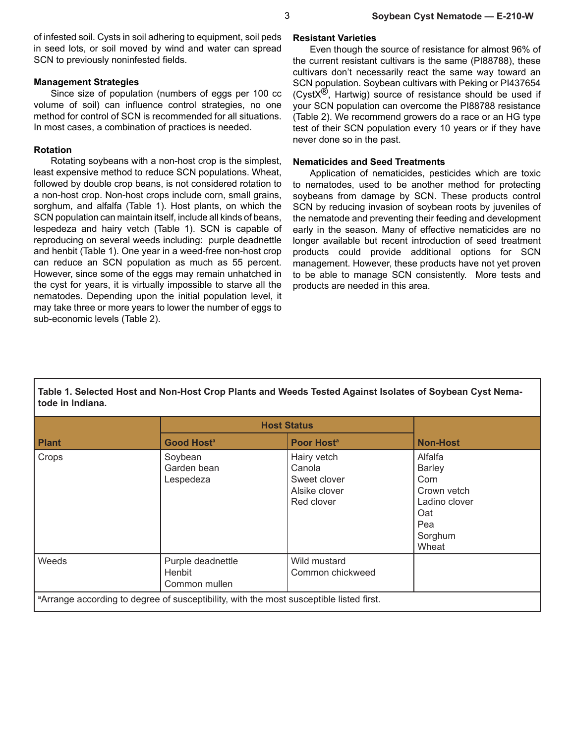of infested soil. Cysts in soil adhering to equipment, soil peds in seed lots, or soil moved by wind and water can spread SCN to previously noninfested fields.

### Management Strategies

Since size of population (numbers of eggs per 100 cc volume of soil) can influence control strategies, no one method for control of SCN is recommended for all situations. In most cases, a combination of practices is needed.

### Rotation

Rotating soybeans with a non-host crop is the simplest, least expensive method to reduce SCN populations. Wheat, followed by double crop beans, is not considered rotation to a non-host crop. Non-host crops include corn, small grains, sorghum, and alfalfa (Table 1). Host plants, on which the SCN population can maintain itself, include all kinds of beans, lespedeza and hairy vetch (Table 1). SCN is capable of reproducing on several weeds including: purple deadnettle and henbit (Table 1). One year in a weed-free non-host crop can reduce an SCN population as much as 55 percent. However, since some of the eggs may remain unhatched in the cyst for years, it is virtually impossible to starve all the nematodes. Depending upon the initial population level, it may take three or more years to lower the number of eggs to sub-economic levels (Table 2).

### Resistant Varieties

Even though the source of resistance for almost 96% of the current resistant cultivars is the same (PI88788), these cultivars don't necessarily react the same way toward an SCN population. Soybean cultivars with Peking or PI437654 (CystX®, Hartwig) source of resistance should be used if your SCN population can overcome the PI88788 resistance (Table 2). We recommend growers do a race or an HG type test of their SCN population every 10 years or if they have never done so in the past.

### Nematicides and Seed Treatments

Application of nematicides, pesticides which are toxic to nematodes, used to be another method for protecting soybeans from damage by SCN. These products control SCN by reducing invasion of soybean roots by juveniles of the nematode and preventing their feeding and development early in the season. Many of effective nematicides are no longer available but recent introduction of seed treatment products could provide additional options for SCN management. However, these products have not yet proven to be able to manage SCN consistently. More tests and products are needed in this area.

**Table 1. Selected Host and Non-Host Crop Plants and Weeds Tested Against Isolates of Soybean Cyst Nematode in Indiana.**

| Plant | Host Status | | |
|---|---|---|---|
| | Good Host[a] | Poor Host[a] | Non-Host |
| Crops | Soybean<br>Garden bean<br>Lespedeza | Hairy vetch<br>Canola<br>Sweet clover<br>Alsike clover<br>Red clover | Alfalfa<br>Barley<br>Corn<br>Crown vetch<br>Ladino clover<br>Oat<br>Pea<br>Sorghum<br>Wheat |
| Weeds | Purple deadnettle<br>Henbit<br>Common mullen | Wild mustard<br>Common chickweed | |

[a]Arrange according to degree of susceptibility, with the most susceptible listed first.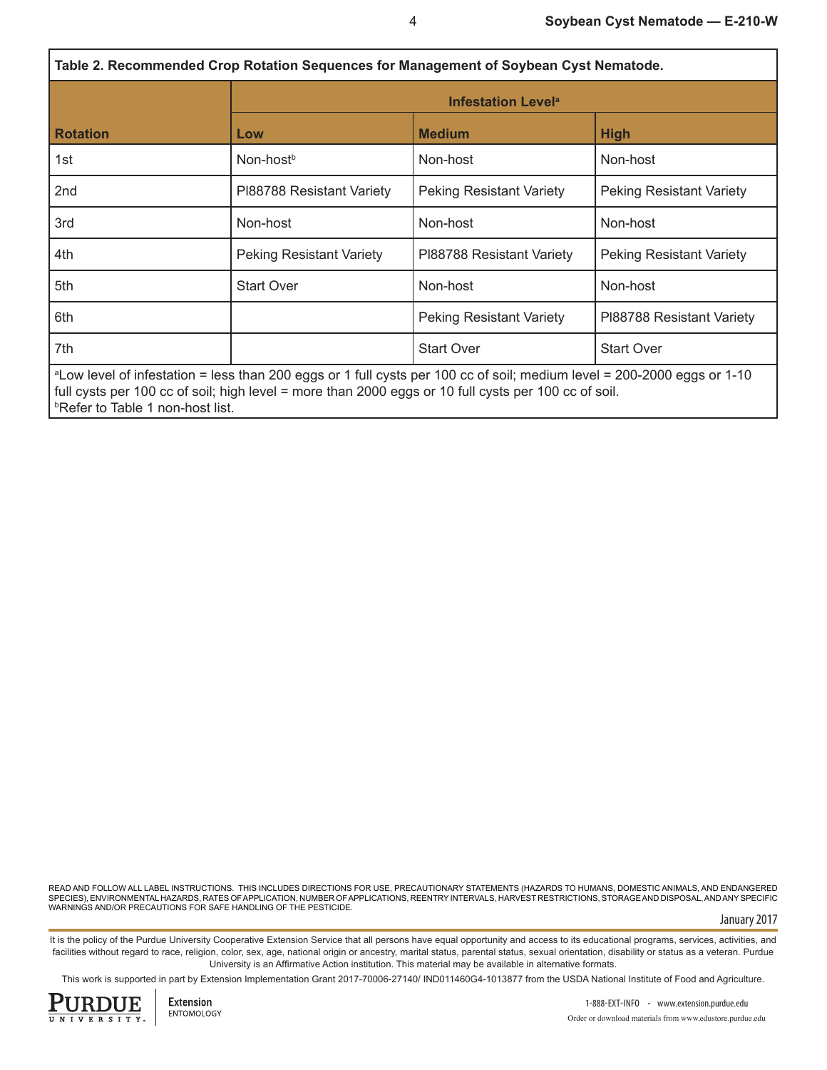**Table 2. Recommended Crop Rotation Sequences for Management of Soybean Cyst Nematode.**

| | Infestation Level[a] | | |
|---|---|---|---|
| **Rotation** | **Low** | **Medium** | **High** |
| 1st | Non-host[b] | Non-host | Non-host |
| 2nd | PI88788 Resistant Variety | Peking Resistant Variety | Peking Resistant Variety |
| 3rd | Non-host | Non-host | Non-host |
| 4th | Peking Resistant Variety | PI88788 Resistant Variety | Peking Resistant Variety |
| 5th | Start Over | Non-host | Non-host |
| 6th | | Peking Resistant Variety | PI88788 Resistant Variety |
| 7th | | Start Over | Start Over |

[a]Low level of infestation = less than 200 eggs or 1 full cysts per 100 cc of soil; medium level = 200-2000 eggs or 1-10 full cysts per 100 cc of soil; high level = more than 2000 eggs or 10 full cysts per 100 cc of soil.
[b]Refer to Table 1 non-host list.

READ AND FOLLOW ALL LABEL INSTRUCTIONS. THIS INCLUDES DIRECTIONS FOR USE, PRECAUTIONARY STATEMENTS (HAZARDS TO HUMANS, DOMESTIC ANIMALS, AND ENDANGERED SPECIES), ENVIRONMENTAL HAZARDS, RATES OF APPLICATION, NUMBER OF APPLICATIONS, REENTRY INTERVALS, HARVEST RESTRICTIONS, STORAGE AND DISPOSAL, AND ANY SPECIFIC WARNINGS AND/OR PRECAUTIONS FOR SAFE HANDLING OF THE PESTICIDE.

January 2017

It is the policy of the Purdue University Cooperative Extension Service that all persons have equal opportunity and access to its educational programs, services, activities, and facilities without regard to race, religion, color, sex, age, national origin or ancestry, marital status, parental status, sexual orientation, disability or status as a veteran. Purdue University is an Affirmative Action institution. This material may be available in alternative formats.

This work is supported in part by Extension Implementation Grant 2017-70006-27140/ IND011460G4-1013877 from the USDA National Institute of Food and Agriculture.

PURDUE UNIVERSITY | Extension ENTOMOLOGY

1-888-EXT-INFO • www.extension.purdue.edu

Order or download materials from www.edustore.purdue.edu